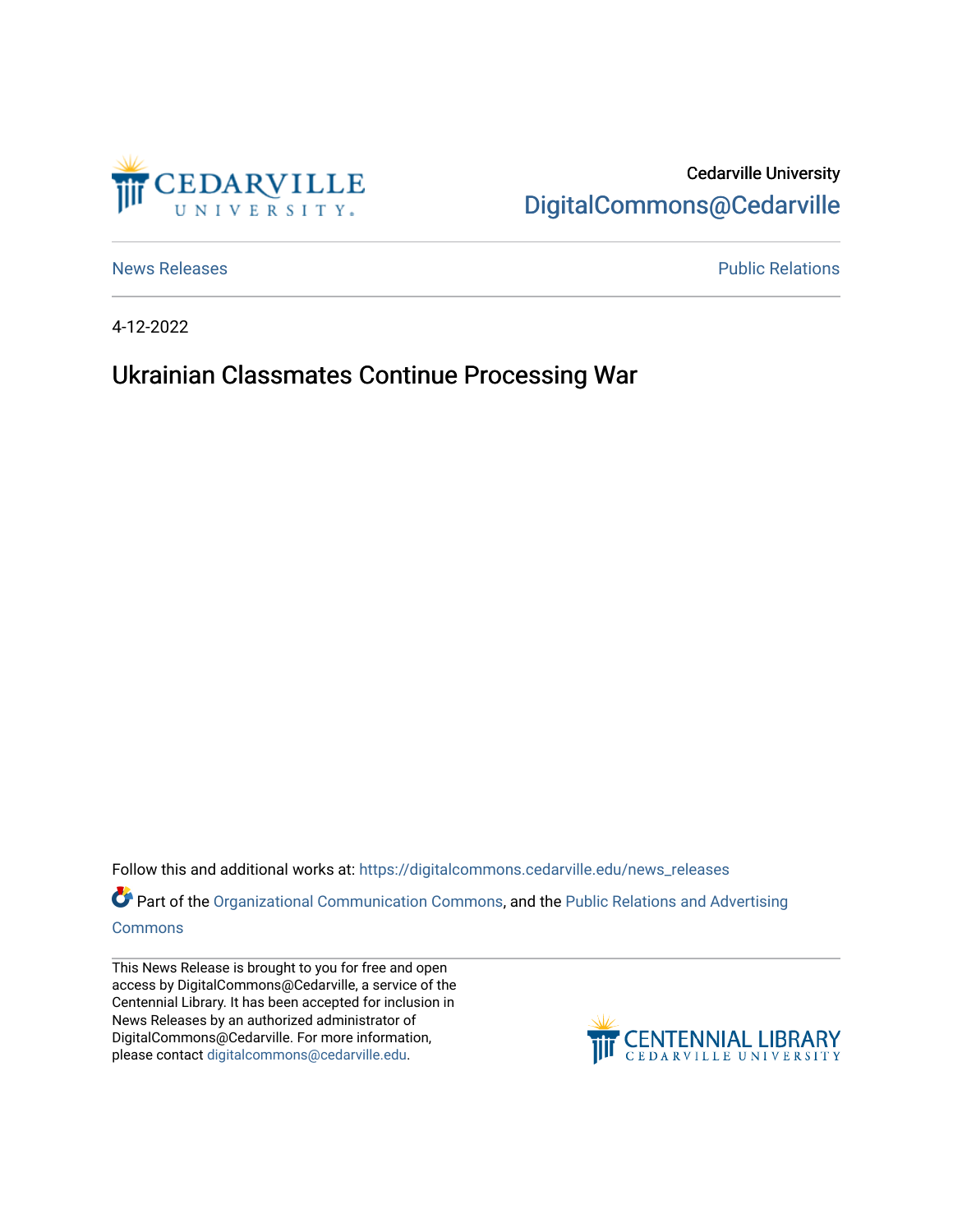Cedarville University
DigitalCommons@Cedarville

News Releases | Public Relations

4-12-2022

# Ukrainian Classmates Continue Processing War

Follow this and additional works at: https://digitalcommons.cedarville.edu/news_releases

Part of the Organizational Communication Commons, and the Public Relations and Advertising Commons

This News Release is brought to you for free and open access by DigitalCommons@Cedarville, a service of the Centennial Library. It has been accepted for inclusion in News Releases by an authorized administrator of DigitalCommons@Cedarville. For more information, please contact digitalcommons@cedarville.edu.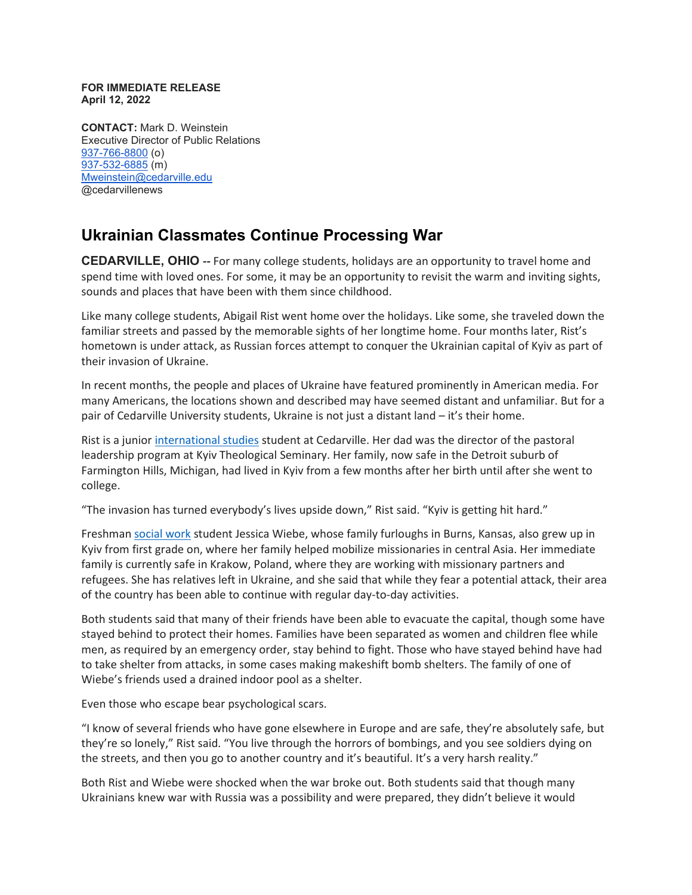**FOR IMMEDIATE RELEASE**
**April 12, 2022**

**CONTACT:** Mark D. Weinstein
Executive Director of Public Relations
937-766-8800 (o)
937-532-6885 (m)
Mweinstein@cedarville.edu
@cedarvillenews

## Ukrainian Classmates Continue Processing War

**CEDARVILLE, OHIO --** For many college students, holidays are an opportunity to travel home and spend time with loved ones. For some, it may be an opportunity to revisit the warm and inviting sights, sounds and places that have been with them since childhood.

Like many college students, Abigail Rist went home over the holidays. Like some, she traveled down the familiar streets and passed by the memorable sights of her longtime home. Four months later, Rist's hometown is under attack, as Russian forces attempt to conquer the Ukrainian capital of Kyiv as part of their invasion of Ukraine.

In recent months, the people and places of Ukraine have featured prominently in American media. For many Americans, the locations shown and described may have seemed distant and unfamiliar. But for a pair of Cedarville University students, Ukraine is not just a distant land – it's their home.

Rist is a junior international studies student at Cedarville. Her dad was the director of the pastoral leadership program at Kyiv Theological Seminary. Her family, now safe in the Detroit suburb of Farmington Hills, Michigan, had lived in Kyiv from a few months after her birth until after she went to college.

"The invasion has turned everybody's lives upside down," Rist said. "Kyiv is getting hit hard."

Freshman social work student Jessica Wiebe, whose family furloughs in Burns, Kansas, also grew up in Kyiv from first grade on, where her family helped mobilize missionaries in central Asia. Her immediate family is currently safe in Krakow, Poland, where they are working with missionary partners and refugees. She has relatives left in Ukraine, and she said that while they fear a potential attack, their area of the country has been able to continue with regular day-to-day activities.

Both students said that many of their friends have been able to evacuate the capital, though some have stayed behind to protect their homes. Families have been separated as women and children flee while men, as required by an emergency order, stay behind to fight. Those who have stayed behind have had to take shelter from attacks, in some cases making makeshift bomb shelters. The family of one of Wiebe's friends used a drained indoor pool as a shelter.

Even those who escape bear psychological scars.

"I know of several friends who have gone elsewhere in Europe and are safe, they're absolutely safe, but they're so lonely," Rist said. "You live through the horrors of bombings, and you see soldiers dying on the streets, and then you go to another country and it's beautiful. It's a very harsh reality."

Both Rist and Wiebe were shocked when the war broke out. Both students said that though many Ukrainians knew war with Russia was a possibility and were prepared, they didn't believe it would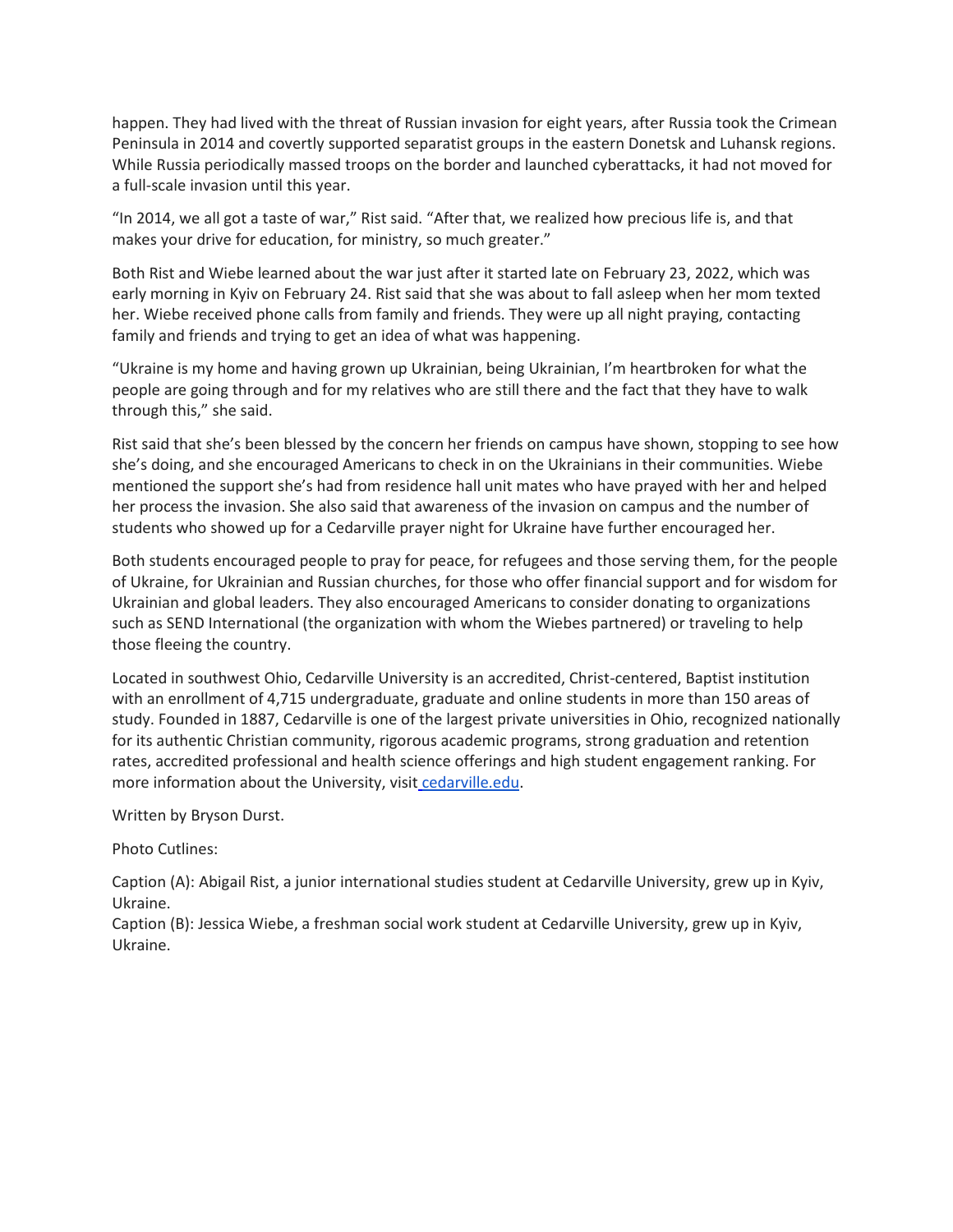happen. They had lived with the threat of Russian invasion for eight years, after Russia took the Crimean Peninsula in 2014 and covertly supported separatist groups in the eastern Donetsk and Luhansk regions. While Russia periodically massed troops on the border and launched cyberattacks, it had not moved for a full-scale invasion until this year.

"In 2014, we all got a taste of war," Rist said. "After that, we realized how precious life is, and that makes your drive for education, for ministry, so much greater."

Both Rist and Wiebe learned about the war just after it started late on February 23, 2022, which was early morning in Kyiv on February 24. Rist said that she was about to fall asleep when her mom texted her. Wiebe received phone calls from family and friends. They were up all night praying, contacting family and friends and trying to get an idea of what was happening.

"Ukraine is my home and having grown up Ukrainian, being Ukrainian, I'm heartbroken for what the people are going through and for my relatives who are still there and the fact that they have to walk through this," she said.

Rist said that she's been blessed by the concern her friends on campus have shown, stopping to see how she's doing, and she encouraged Americans to check in on the Ukrainians in their communities. Wiebe mentioned the support she's had from residence hall unit mates who have prayed with her and helped her process the invasion. She also said that awareness of the invasion on campus and the number of students who showed up for a Cedarville prayer night for Ukraine have further encouraged her.

Both students encouraged people to pray for peace, for refugees and those serving them, for the people of Ukraine, for Ukrainian and Russian churches, for those who offer financial support and for wisdom for Ukrainian and global leaders. They also encouraged Americans to consider donating to organizations such as SEND International (the organization with whom the Wiebes partnered) or traveling to help those fleeing the country.

Located in southwest Ohio, Cedarville University is an accredited, Christ-centered, Baptist institution with an enrollment of 4,715 undergraduate, graduate and online students in more than 150 areas of study. Founded in 1887, Cedarville is one of the largest private universities in Ohio, recognized nationally for its authentic Christian community, rigorous academic programs, strong graduation and retention rates, accredited professional and health science offerings and high student engagement ranking. For more information about the University, visit cedarville.edu.

Written by Bryson Durst.

Photo Cutlines:

Caption (A): Abigail Rist, a junior international studies student at Cedarville University, grew up in Kyiv, Ukraine.
Caption (B): Jessica Wiebe, a freshman social work student at Cedarville University, grew up in Kyiv, Ukraine.